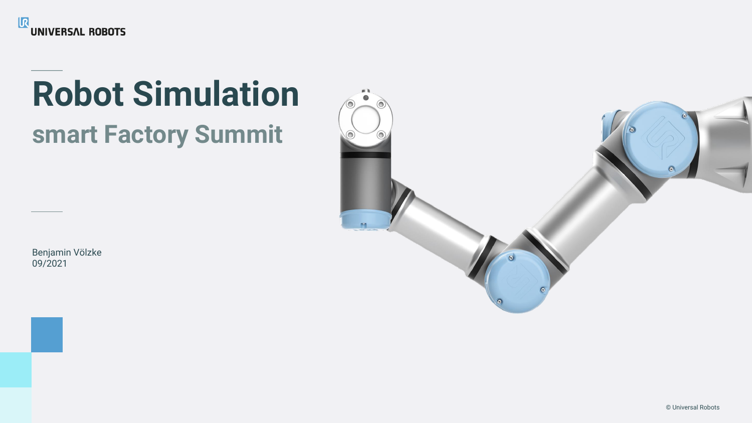UNIVERSAL ROBOTS

# Robot Simulation

## smart Factory Summit

Benjamin Völzke
09/2021

© Universal Robots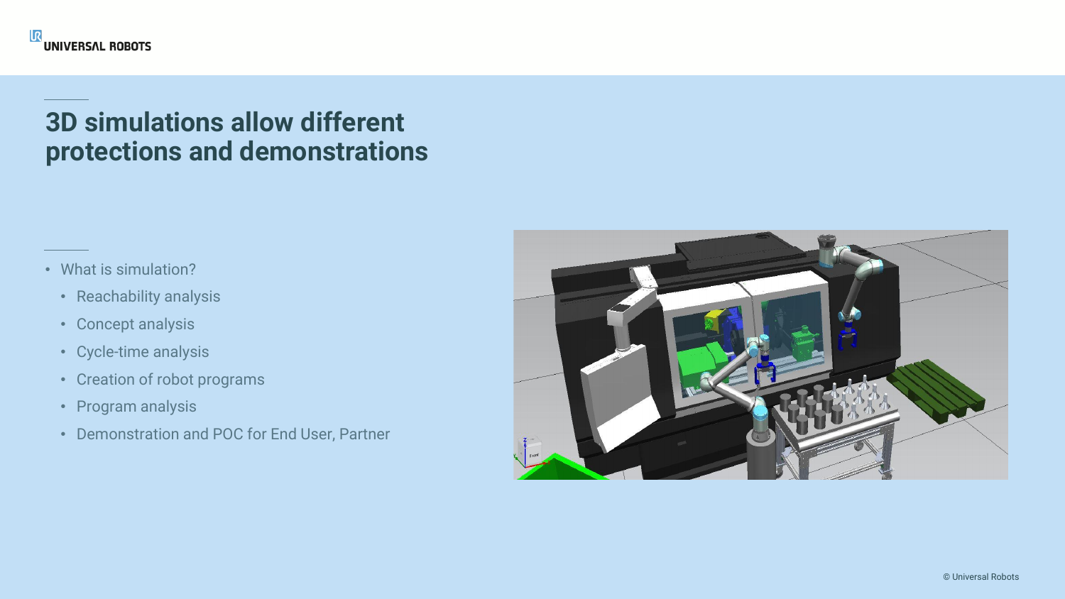# 3D simulations allow different protections and demonstrations

- What is simulation?
  - Reachability analysis
  - Concept analysis
  - Cycle-time analysis
  - Creation of robot programs
  - Program analysis
  - Demonstration and POC for End User, Partner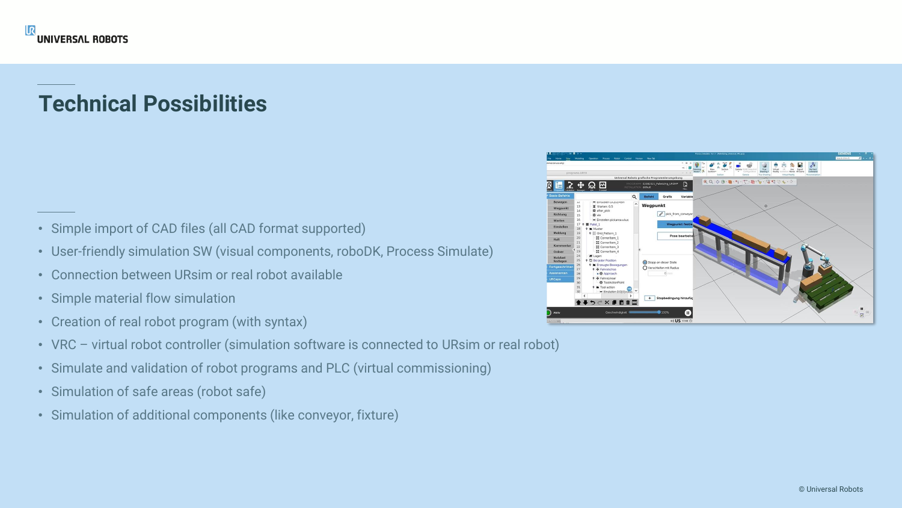# Technical Possibilities

- Simple import of CAD files (all CAD format supported)
- User-friendly simulation SW (visual components, roboDK, Process Simulate)
- Connection between URsim or real robot available
- Simple material flow simulation
- Creation of real robot program (with syntax)
- VRC – virtual robot controller (simulation software is connected to URsim or real robot)
- Simulate and validation of robot programs and PLC (virtual commissioning)
- Simulation of safe areas (robot safe)
- Simulation of additional components (like conveyor, fixture)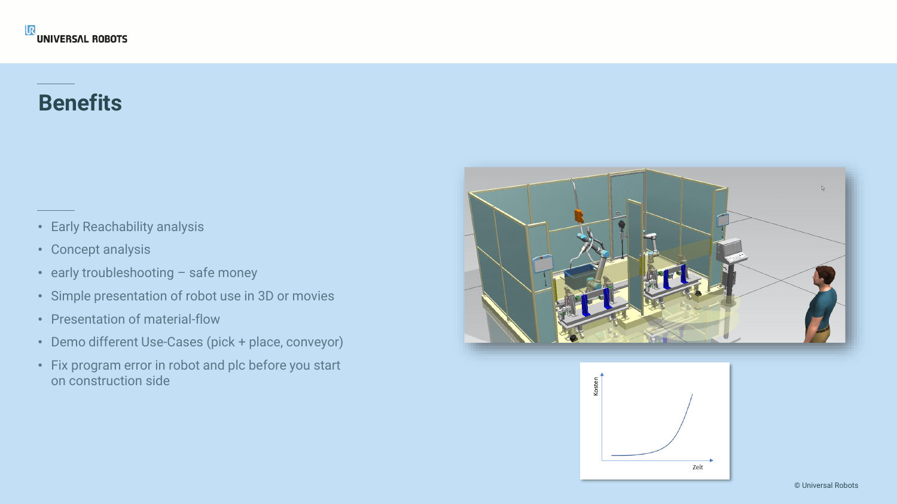# Benefits

- Early Reachability analysis
- Concept analysis
- early troubleshooting – safe money
- Simple presentation of robot use in 3D or movies
- Presentation of material-flow
- Demo different Use-Cases (pick + place, conveyor)
- Fix program error in robot and plc before you start on construction side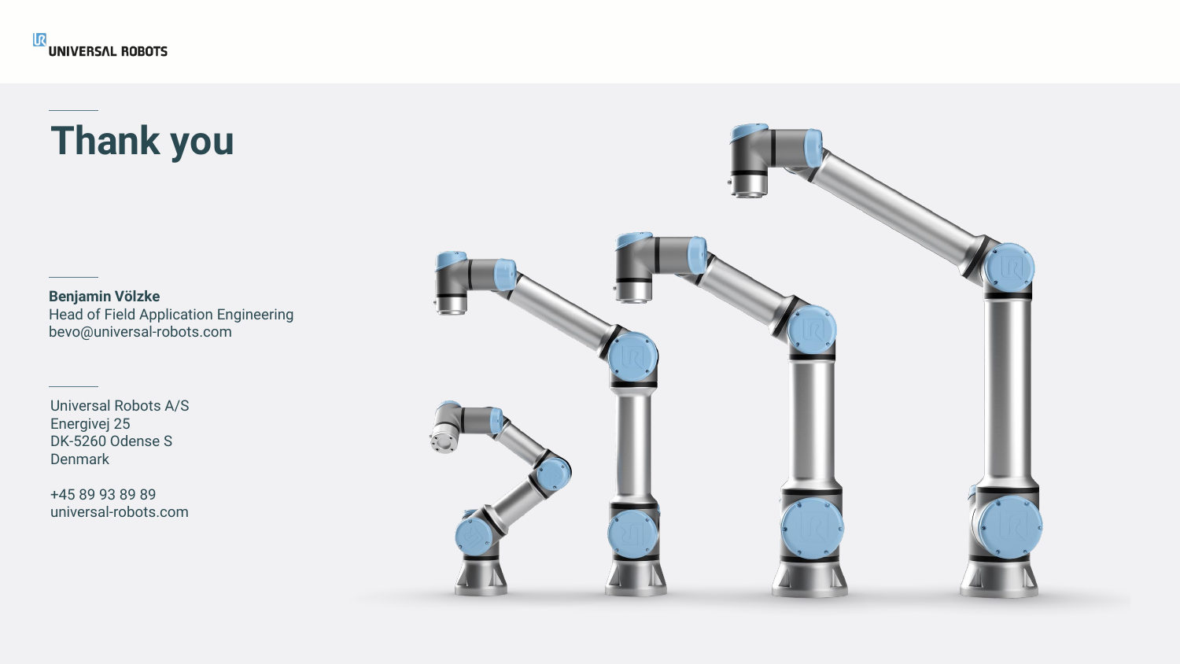UNIVERSAL ROBOTS

# Thank you

**Benjamin Völzke**
Head of Field Application Engineering
bevo@universal-robots.com

Universal Robots A/S
Energivej 25
DK-5260 Odense S
Denmark

+45 89 93 89 89
universal-robots.com